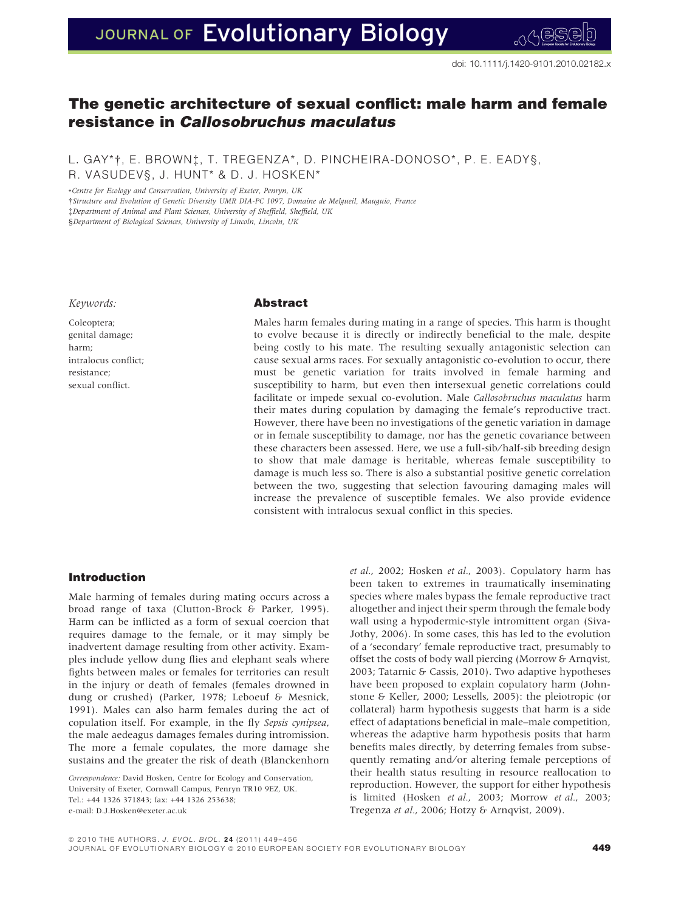doi: 10.1111/j.1420-9101.2010.02182.x

# The genetic architecture of sexual conflict: male harm and female resistance in *Callosobruchus maculatus*

L. GAY*†, E. BROWN‡, T. TREGENZA*, D. PINCHEIRA-DONOSO*, P. E. EADY§, R. VASUDEV§, J. HUNT* & D. J. HOSKEN*

*Centre for Ecology and Conservation, University of Exeter, Penryn, UK
†Structure and Evolution of Genetic Diversity UMR DIA-PC 1097, Domaine de Melgueil, Mauguio, France
‡Department of Animal and Plant Sciences, University of Sheffield, Sheffield, UK
§Department of Biological Sciences, University of Lincoln, Lincoln, UK

*Keywords:*

Coleoptera;
genital damage;
harm;
intralocus conflict;
resistance;
sexual conflict.

## Abstract

Males harm females during mating in a range of species. This harm is thought to evolve because it is directly or indirectly beneficial to the male, despite being costly to his mate. The resulting sexually antagonistic selection can cause sexual arms races. For sexually antagonistic co-evolution to occur, there must be genetic variation for traits involved in female harming and susceptibility to harm, but even then intersexual genetic correlations could facilitate or impede sexual co-evolution. Male *Callosobruchus maculatus* harm their mates during copulation by damaging the female's reproductive tract. However, there have been no investigations of the genetic variation in damage or in female susceptibility to damage, nor has the genetic covariance between these characters been assessed. Here, we use a full-sib/half-sib breeding design to show that male damage is heritable, whereas female susceptibility to damage is much less so. There is also a substantial positive genetic correlation between the two, suggesting that selection favouring damaging males will increase the prevalence of susceptible females. We also provide evidence consistent with intralocus sexual conflict in this species.

## Introduction

Male harming of females during mating occurs across a broad range of taxa (Clutton-Brock & Parker, 1995). Harm can be inflicted as a form of sexual coercion that requires damage to the female, or it may simply be inadvertent damage resulting from other activity. Examples include yellow dung flies and elephant seals where fights between males or females for territories can result in the injury or death of females (females drowned in dung or crushed) (Parker, 1978; Leboeuf & Mesnick, 1991). Males can also harm females during the act of copulation itself. For example, in the fly *Sepsis cynipsea*, the male aedeagus damages females during intromission. The more a female copulates, the more damage she sustains and the greater the risk of death (Blanckenhorn *et al.*, 2002; Hosken *et al.*, 2003). Copulatory harm has been taken to extremes in traumatically inseminating species where males bypass the female reproductive tract altogether and inject their sperm through the female body wall using a hypodermic-style intromittent organ (Siva-Jothy, 2006). In some cases, this has led to the evolution of a 'secondary' female reproductive tract, presumably to offset the costs of body wall piercing (Morrow & Arnqvist, 2003; Tatarnic & Cassis, 2010). Two adaptive hypotheses have been proposed to explain copulatory harm (Johnstone & Keller, 2000; Lessells, 2005): the pleiotropic (or collateral) harm hypothesis suggests that harm is a side effect of adaptations beneficial in male–male competition, whereas the adaptive harm hypothesis posits that harm benefits males directly, by deterring females from subsequently remating and/or altering female perceptions of their health status resulting in resource reallocation to reproduction. However, the support for either hypothesis is limited (Hosken *et al.*, 2003; Morrow *et al.*, 2003; Tregenza *et al.*, 2006; Hotzy & Arnqvist, 2009).

*Correspondence:* David Hosken, Centre for Ecology and Conservation, University of Exeter, Cornwall Campus, Penryn TR10 9EZ, UK.
Tel.: +44 1326 371843; fax: +44 1326 253638;
e-mail: D.J.Hosken@exeter.ac.uk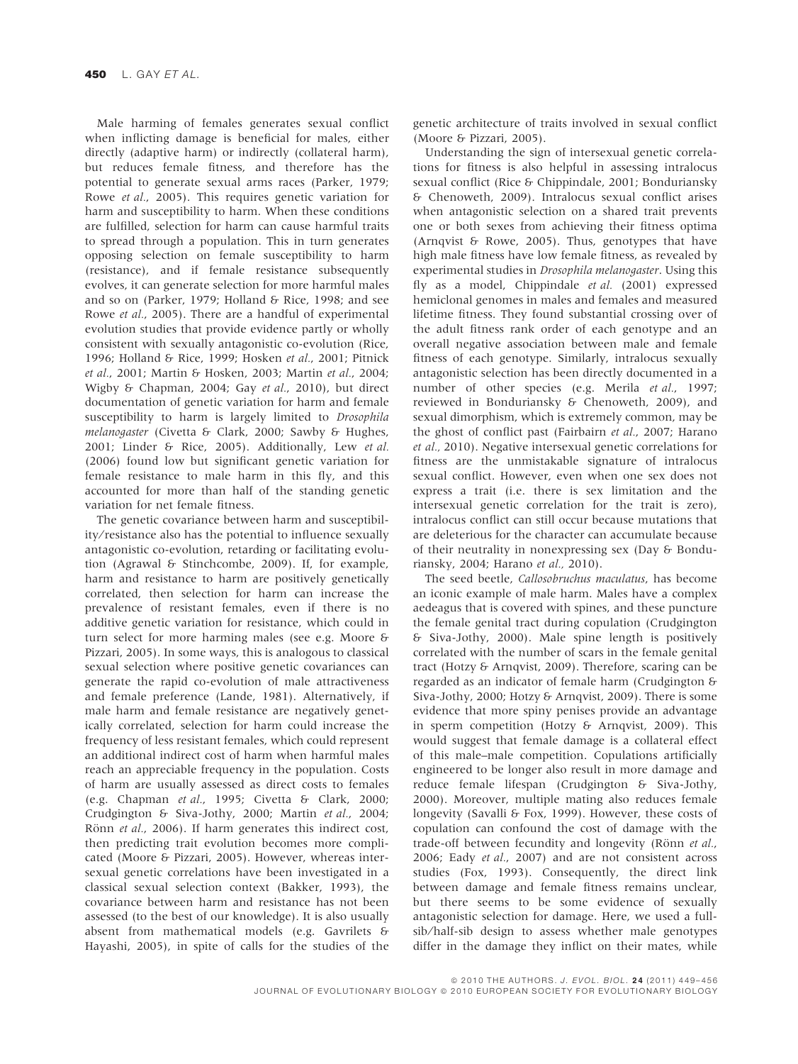Male harming of females generates sexual conflict when inflicting damage is beneficial for males, either directly (adaptive harm) or indirectly (collateral harm), but reduces female fitness, and therefore has the potential to generate sexual arms races (Parker, 1979; Rowe *et al.*, 2005). This requires genetic variation for harm and susceptibility to harm. When these conditions are fulfilled, selection for harm can cause harmful traits to spread through a population. This in turn generates opposing selection on female susceptibility to harm (resistance), and if female resistance subsequently evolves, it can generate selection for more harmful males and so on (Parker, 1979; Holland & Rice, 1998; and see Rowe *et al.*, 2005). There are a handful of experimental evolution studies that provide evidence partly or wholly consistent with sexually antagonistic co-evolution (Rice, 1996; Holland & Rice, 1999; Hosken *et al.*, 2001; Pitnick *et al.*, 2001; Martin & Hosken, 2003; Martin *et al.*, 2004; Wigby & Chapman, 2004; Gay *et al.*, 2010), but direct documentation of genetic variation for harm and female susceptibility to harm is largely limited to *Drosophila melanogaster* (Civetta & Clark, 2000; Sawby & Hughes, 2001; Linder & Rice, 2005). Additionally, Lew *et al.* (2006) found low but significant genetic variation for female resistance to male harm in this fly, and this accounted for more than half of the standing genetic variation for net female fitness.

The genetic covariance between harm and susceptibility/resistance also has the potential to influence sexually antagonistic co-evolution, retarding or facilitating evolution (Agrawal & Stinchcombe, 2009). If, for example, harm and resistance to harm are positively genetically correlated, then selection for harm can increase the prevalence of resistant females, even if there is no additive genetic variation for resistance, which could in turn select for more harming males (see e.g. Moore & Pizzari, 2005). In some ways, this is analogous to classical sexual selection where positive genetic covariances can generate the rapid co-evolution of male attractiveness and female preference (Lande, 1981). Alternatively, if male harm and female resistance are negatively genetically correlated, selection for harm could increase the frequency of less resistant females, which could represent an additional indirect cost of harm when harmful males reach an appreciable frequency in the population. Costs of harm are usually assessed as direct costs to females (e.g. Chapman *et al.*, 1995; Civetta & Clark, 2000; Crudgington & Siva-Jothy, 2000; Martin *et al.*, 2004; Rönn *et al.*, 2006). If harm generates this indirect cost, then predicting trait evolution becomes more complicated (Moore & Pizzari, 2005). However, whereas intersexual genetic correlations have been investigated in a classical sexual selection context (Bakker, 1993), the covariance between harm and resistance has not been assessed (to the best of our knowledge). It is also usually absent from mathematical models (e.g. Gavrilets & Hayashi, 2005), in spite of calls for the studies of the genetic architecture of traits involved in sexual conflict (Moore & Pizzari, 2005).

Understanding the sign of intersexual genetic correlations for fitness is also helpful in assessing intralocus sexual conflict (Rice & Chippindale, 2001; Bonduriansky & Chenoweth, 2009). Intralocus sexual conflict arises when antagonistic selection on a shared trait prevents one or both sexes from achieving their fitness optima (Arnqvist & Rowe, 2005). Thus, genotypes that have high male fitness have low female fitness, as revealed by experimental studies in *Drosophila melanogaster*. Using this fly as a model, Chippindale *et al.* (2001) expressed hemiclonal genomes in males and females and measured lifetime fitness. They found substantial crossing over of the adult fitness rank order of each genotype and an overall negative association between male and female fitness of each genotype. Similarly, intralocus sexually antagonistic selection has been directly documented in a number of other species (e.g. Merila *et al.*, 1997; reviewed in Bonduriansky & Chenoweth, 2009), and sexual dimorphism, which is extremely common, may be the ghost of conflict past (Fairbairn *et al.*, 2007; Harano *et al.*, 2010). Negative intersexual genetic correlations for fitness are the unmistakable signature of intralocus sexual conflict. However, even when one sex does not express a trait (i.e. there is sex limitation and the intersexual genetic correlation for the trait is zero), intralocus conflict can still occur because mutations that are deleterious for the character can accumulate because of their neutrality in nonexpressing sex (Day & Bonduriansky, 2004; Harano *et al.*, 2010).

The seed beetle, *Callosobruchus maculatus*, has become an iconic example of male harm. Males have a complex aedeagus that is covered with spines, and these puncture the female genital tract during copulation (Crudgington & Siva-Jothy, 2000). Male spine length is positively correlated with the number of scars in the female genital tract (Hotzy & Arnqvist, 2009). Therefore, scaring can be regarded as an indicator of female harm (Crudgington & Siva-Jothy, 2000; Hotzy & Arnqvist, 2009). There is some evidence that more spiny penises provide an advantage in sperm competition (Hotzy & Arnqvist, 2009). This would suggest that female damage is a collateral effect of this male–male competition. Copulations artificially engineered to be longer also result in more damage and reduce female lifespan (Crudgington & Siva-Jothy, 2000). Moreover, multiple mating also reduces female longevity (Savalli & Fox, 1999). However, these costs of copulation can confound the cost of damage with the trade-off between fecundity and longevity (Rönn *et al.*, 2006; Eady *et al.*, 2007) and are not consistent across studies (Fox, 1993). Consequently, the direct link between damage and female fitness remains unclear, but there seems to be some evidence of sexually antagonistic selection for damage. Here, we used a full-sib/half-sib design to assess whether male genotypes differ in the damage they inflict on their mates, while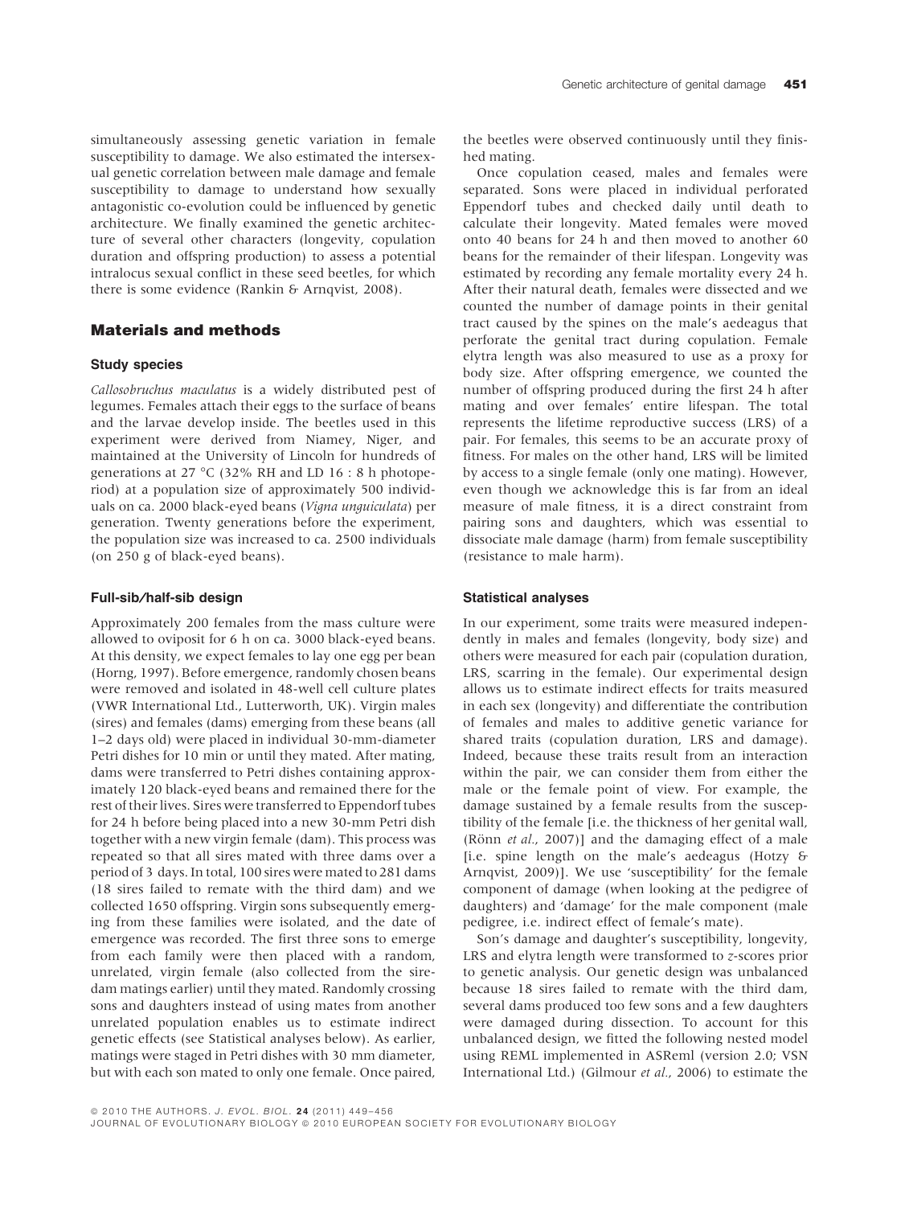simultaneously assessing genetic variation in female susceptibility to damage. We also estimated the intersexual genetic correlation between male damage and female susceptibility to damage to understand how sexually antagonistic co-evolution could be influenced by genetic architecture. We finally examined the genetic architecture of several other characters (longevity, copulation duration and offspring production) to assess a potential intralocus sexual conflict in these seed beetles, for which there is some evidence (Rankin & Arnqvist, 2008).

## Materials and methods

### Study species

*Callosobruchus maculatus* is a widely distributed pest of legumes. Females attach their eggs to the surface of beans and the larvae develop inside. The beetles used in this experiment were derived from Niamey, Niger, and maintained at the University of Lincoln for hundreds of generations at 27 °C (32% RH and LD 16 : 8 h photoperiod) at a population size of approximately 500 individuals on ca. 2000 black-eyed beans (*Vigna unguiculata*) per generation. Twenty generations before the experiment, the population size was increased to ca. 2500 individuals (on 250 g of black-eyed beans).

### Full-sib/half-sib design

Approximately 200 females from the mass culture were allowed to oviposit for 6 h on ca. 3000 black-eyed beans. At this density, we expect females to lay one egg per bean (Horng, 1997). Before emergence, randomly chosen beans were removed and isolated in 48-well cell culture plates (VWR International Ltd., Lutterworth, UK). Virgin males (sires) and females (dams) emerging from these beans (all 1–2 days old) were placed in individual 30-mm-diameter Petri dishes for 10 min or until they mated. After mating, dams were transferred to Petri dishes containing approximately 120 black-eyed beans and remained there for the rest of their lives. Sires were transferred to Eppendorf tubes for 24 h before being placed into a new 30-mm Petri dish together with a new virgin female (dam). This process was repeated so that all sires mated with three dams over a period of 3 days. In total, 100 sires were mated to 281 dams (18 sires failed to remate with the third dam) and we collected 1650 offspring. Virgin sons subsequently emerging from these families were isolated, and the date of emergence was recorded. The first three sons to emerge from each family were then placed with a random, unrelated, virgin female (also collected from the sire-dam matings earlier) until they mated. Randomly crossing sons and daughters instead of using mates from another unrelated population enables us to estimate indirect genetic effects (see Statistical analyses below). As earlier, matings were staged in Petri dishes with 30 mm diameter, but with each son mated to only one female. Once paired, the beetles were observed continuously until they finished mating.

Once copulation ceased, males and females were separated. Sons were placed in individual perforated Eppendorf tubes and checked daily until death to calculate their longevity. Mated females were moved onto 40 beans for 24 h and then moved to another 60 beans for the remainder of their lifespan. Longevity was estimated by recording any female mortality every 24 h. After their natural death, females were dissected and we counted the number of damage points in their genital tract caused by the spines on the male's aedeagus that perforate the genital tract during copulation. Female elytra length was also measured to use as a proxy for body size. After offspring emergence, we counted the number of offspring produced during the first 24 h after mating and over females' entire lifespan. The total represents the lifetime reproductive success (LRS) of a pair. For females, this seems to be an accurate proxy of fitness. For males on the other hand, LRS will be limited by access to a single female (only one mating). However, even though we acknowledge this is far from an ideal measure of male fitness, it is a direct constraint from pairing sons and daughters, which was essential to dissociate male damage (harm) from female susceptibility (resistance to male harm).

### Statistical analyses

In our experiment, some traits were measured independently in males and females (longevity, body size) and others were measured for each pair (copulation duration, LRS, scarring in the female). Our experimental design allows us to estimate indirect effects for traits measured in each sex (longevity) and differentiate the contribution of females and males to additive genetic variance for shared traits (copulation duration, LRS and damage). Indeed, because these traits result from an interaction within the pair, we can consider them from either the male or the female point of view. For example, the damage sustained by a female results from the susceptibility of the female [i.e. the thickness of her genital wall, (Rönn *et al.*, 2007)] and the damaging effect of a male [i.e. spine length on the male's aedeagus (Hotzy & Arnqvist, 2009)]. We use 'susceptibility' for the female component of damage (when looking at the pedigree of daughters) and 'damage' for the male component (male pedigree, i.e. indirect effect of female's mate).

Son's damage and daughter's susceptibility, longevity, LRS and elytra length were transformed to *z*-scores prior to genetic analysis. Our genetic design was unbalanced because 18 sires failed to remate with the third dam, several dams produced too few sons and a few daughters were damaged during dissection. To account for this unbalanced design, we fitted the following nested model using REML implemented in ASReml (version 2.0; VSN International Ltd.) (Gilmour *et al.*, 2006) to estimate the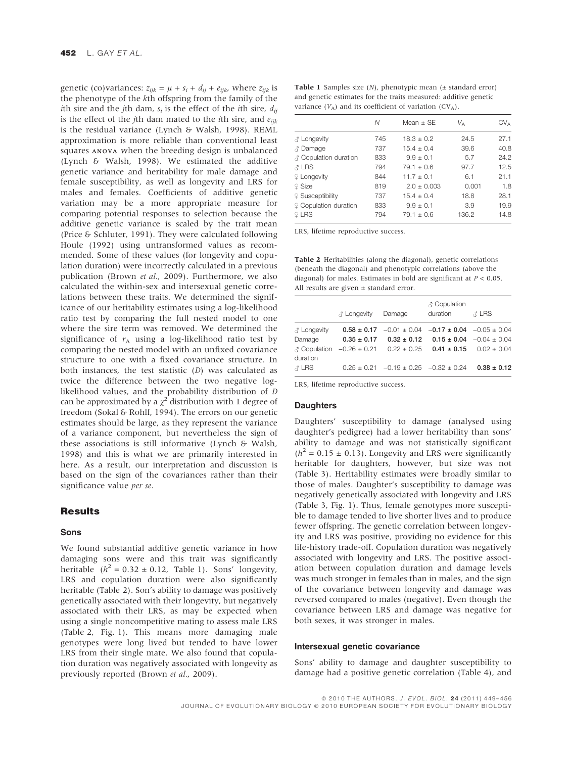genetic (co)variances: $z_{ijk} = \mu + s_i + d_{ij} + e_{ijk}$, where $z_{ijk}$ is the phenotype of the $k$th offspring from the family of the $i$th sire and the $j$th dam, $s_i$ is the effect of the $i$th sire, $d_{ij}$ is the effect of the $j$th dam mated to the $i$th sire, and $e_{ijk}$ is the residual variance (Lynch & Walsh, 1998). REML approximation is more reliable than conventional least squares ANOVA when the breeding design is unbalanced (Lynch & Walsh, 1998). We estimated the additive genetic variance and heritability for male damage and female susceptibility, as well as longevity and LRS for males and females. Coefficients of additive genetic variation may be a more appropriate measure for comparing potential responses to selection because the additive genetic variance is scaled by the trait mean (Price & Schluter, 1991). They were calculated following Houle (1992) using untransformed values as recommended. Some of these values (for longevity and copulation duration) were incorrectly calculated in a previous publication (Brown *et al.*, 2009). Furthermore, we also calculated the within-sex and intersexual genetic correlations between these traits. We determined the significance of our heritability estimates using a log-likelihood ratio test by comparing the full nested model to one where the sire term was removed. We determined the significance of $r_A$ using a log-likelihood ratio test by comparing the nested model with an unfixed covariance structure to one with a fixed covariance structure. In both instances, the test statistic ($D$) was calculated as twice the difference between the two negative log-likelihood values, and the probability distribution of $D$ can be approximated by a $\chi^2$ distribution with 1 degree of freedom (Sokal & Rohlf, 1994). The errors on our genetic estimates should be large, as they represent the variance of a variance component, but nevertheless the sign of these associations is still informative (Lynch & Walsh, 1998) and this is what we are primarily interested in here. As a result, our interpretation and discussion is based on the sign of the covariances rather than their significance value *per se*.

## Results

### Sons

We found substantial additive genetic variance in how damaging sons were and this trait was significantly heritable ($h^2 = 0.32 \pm 0.12$, Table 1). Sons' longevity, LRS and copulation duration were also significantly heritable (Table 2). Son's ability to damage was positively genetically associated with their longevity, but negatively associated with their LRS, as may be expected when using a single noncompetitive mating to assess male LRS (Table 2, Fig. 1). This means more damaging male genotypes were long lived but tended to have lower LRS from their single mate. We also found that copulation duration was negatively associated with longevity as previously reported (Brown *et al.*, 2009).

**Table 1** Samples size ($N$), phenotypic mean (± standard error) and genetic estimates for the traits measured: additive genetic variance ($V_A$) and its coefficient of variation ($CV_A$).

| | $N$ | Mean ± SE | $V_A$ | $CV_A$ |
|---|---|---|---|---|
| ♂ Longevity | 745 | 18.3 ± 0.2 | 24.5 | 27.1 |
| ♂ Damage | 737 | 15.4 ± 0.4 | 39.6 | 40.8 |
| ♂ Copulation duration | 833 | 9.9 ± 0.1 | 5.7 | 24.2 |
| ♂ LRS | 794 | 79.1 ± 0.6 | 97.7 | 12.5 |
| ♀ Longevity | 844 | 11.7 ± 0.1 | 6.1 | 21.1 |
| ♀ Size | 819 | 2.0 ± 0.003 | 0.001 | 1.8 |
| ♀ Susceptibility | 737 | 15.4 ± 0.4 | 18.8 | 28.1 |
| ♀ Copulation duration | 833 | 9.9 ± 0.1 | 3.9 | 19.9 |
| ♀ LRS | 794 | 79.1 ± 0.6 | 136.2 | 14.8 |

LRS, lifetime reproductive success.

**Table 2** Heritabilities (along the diagonal), genetic correlations (beneath the diagonal) and phenotypic correlations (above the diagonal) for males. Estimates in bold are significant at $P < 0.05$. All results are given ± standard error.

| | ♂ Longevity | Damage | ♂ Copulation duration | ♂ LRS |
|---|---|---|---|---|
| ♂ Longevity | **0.58 ± 0.17** | −0.01 ± 0.04 | **−0.17 ± 0.04** | −0.05 ± 0.04 |
| Damage | **0.35 ± 0.17** | **0.32 ± 0.12** | **0.15 ± 0.04** | −0.04 ± 0.04 |
| ♂ Copulation duration | −0.26 ± 0.21 | 0.22 ± 0.25 | **0.41 ± 0.15** | 0.02 ± 0.04 |
| ♂ LRS | 0.25 ± 0.21 | −0.19 ± 0.25 | −0.32 ± 0.24 | **0.38 ± 0.12** |

LRS, lifetime reproductive success.

### Daughters

Daughters' susceptibility to damage (analysed using daughter's pedigree) had a lower heritability than sons' ability to damage and was not statistically significant ($h^2 = 0.15 \pm 0.13$). Longevity and LRS were significantly heritable for daughters, however, but size was not (Table 3). Heritability estimates were broadly similar to those of males. Daughter's susceptibility to damage was negatively genetically associated with longevity and LRS (Table 3, Fig. 1). Thus, female genotypes more susceptible to damage tended to live shorter lives and to produce fewer offspring. The genetic correlation between longevity and LRS was positive, providing no evidence for this life-history trade-off. Copulation duration was negatively associated with longevity and LRS. The positive association between copulation duration and damage levels was much stronger in females than in males, and the sign of the covariance between longevity and damage was reversed compared to males (negative). Even though the covariance between LRS and damage was negative for both sexes, it was stronger in males.

### Intersexual genetic covariance

Sons' ability to damage and daughter susceptibility to damage had a positive genetic correlation (Table 4), and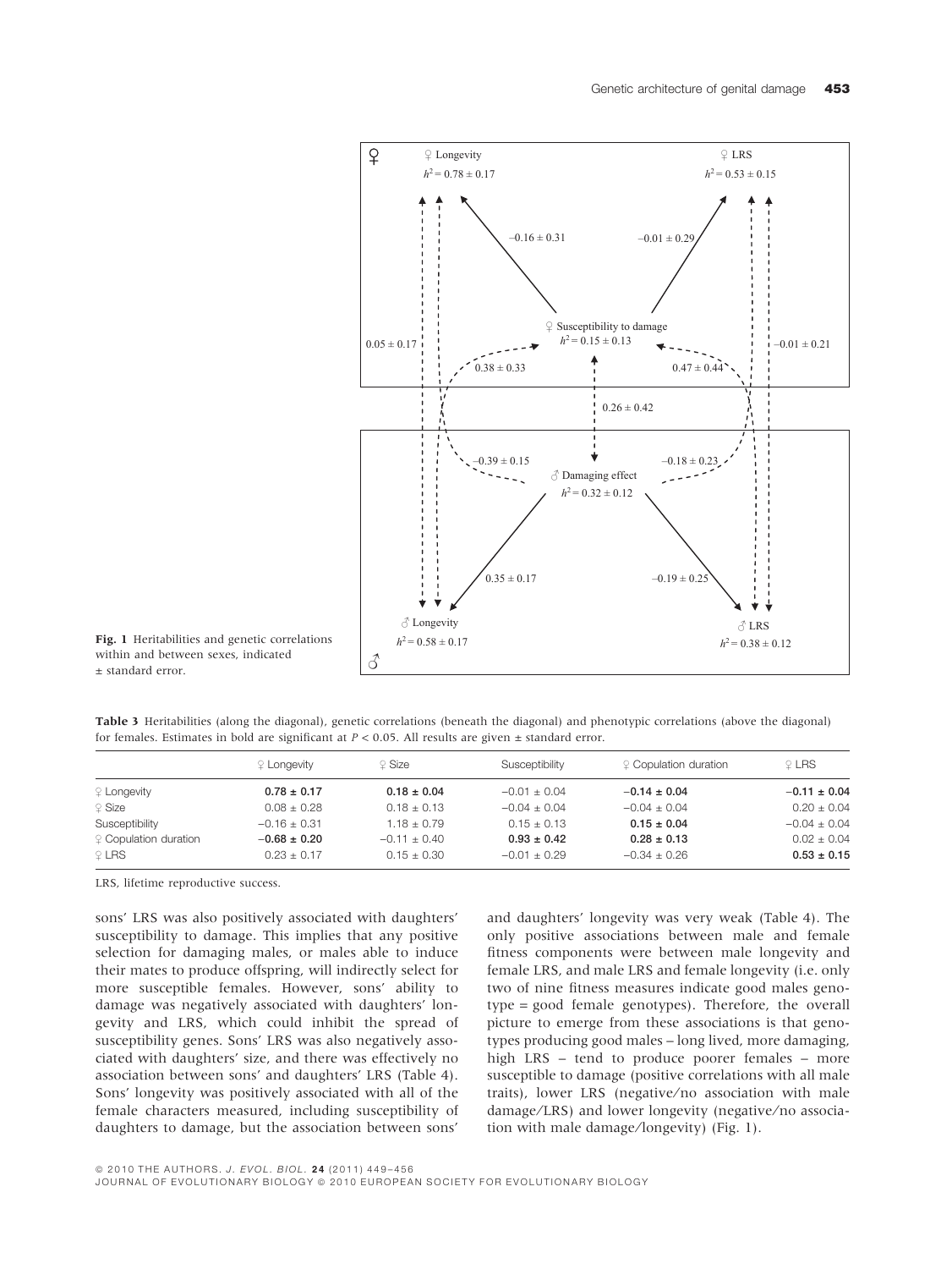Fig. 1 Heritabilities and genetic correlations within and between sexes, indicated ± standard error.

**Table 3** Heritabilities (along the diagonal), genetic correlations (beneath the diagonal) and phenotypic correlations (above the diagonal) for females. Estimates in bold are significant at $P < 0.05$. All results are given ± standard error.

| | ♀ Longevity | ♀ Size | Susceptibility | ♀ Copulation duration | ♀ LRS |
|---|---|---|---|---|---|
| ♀ Longevity | **0.78 ± 0.17** | **0.18 ± 0.04** | −0.01 ± 0.04 | **−0.14 ± 0.04** | **−0.11 ± 0.04** |
| ♀ Size | 0.08 ± 0.28 | 0.18 ± 0.13 | −0.04 ± 0.04 | −0.04 ± 0.04 | 0.20 ± 0.04 |
| Susceptibility | −0.16 ± 0.31 | 1.18 ± 0.79 | 0.15 ± 0.13 | **0.15 ± 0.04** | −0.04 ± 0.04 |
| ♀ Copulation duration | **−0.68 ± 0.20** | −0.11 ± 0.40 | **0.93 ± 0.42** | **0.28 ± 0.13** | 0.02 ± 0.04 |
| ♀ LRS | 0.23 ± 0.17 | 0.15 ± 0.30 | −0.01 ± 0.29 | −0.34 ± 0.26 | **0.53 ± 0.15** |

LRS, lifetime reproductive success.

sons' LRS was also positively associated with daughters' susceptibility to damage. This implies that any positive selection for damaging males, or males able to induce their mates to produce offspring, will indirectly select for more susceptible females. However, sons' ability to damage was negatively associated with daughters' longevity and LRS, which could inhibit the spread of susceptibility genes. Sons' LRS was also negatively associated with daughters' size, and there was effectively no association between sons' and daughters' LRS (Table 4). Sons' longevity was positively associated with all of the female characters measured, including susceptibility of daughters to damage, but the association between sons' and daughters' longevity was very weak (Table 4). The only positive associations between male and female fitness components were between male longevity and female LRS, and male LRS and female longevity (i.e. only two of nine fitness measures indicate good males genotype = good female genotypes). Therefore, the overall picture to emerge from these associations is that genotypes producing good males – long lived, more damaging, high LRS – tend to produce poorer females – more susceptible to damage (positive correlations with all male traits), lower LRS (negative/no association with male damage/LRS) and lower longevity (negative/no association with male damage/longevity) (Fig. 1).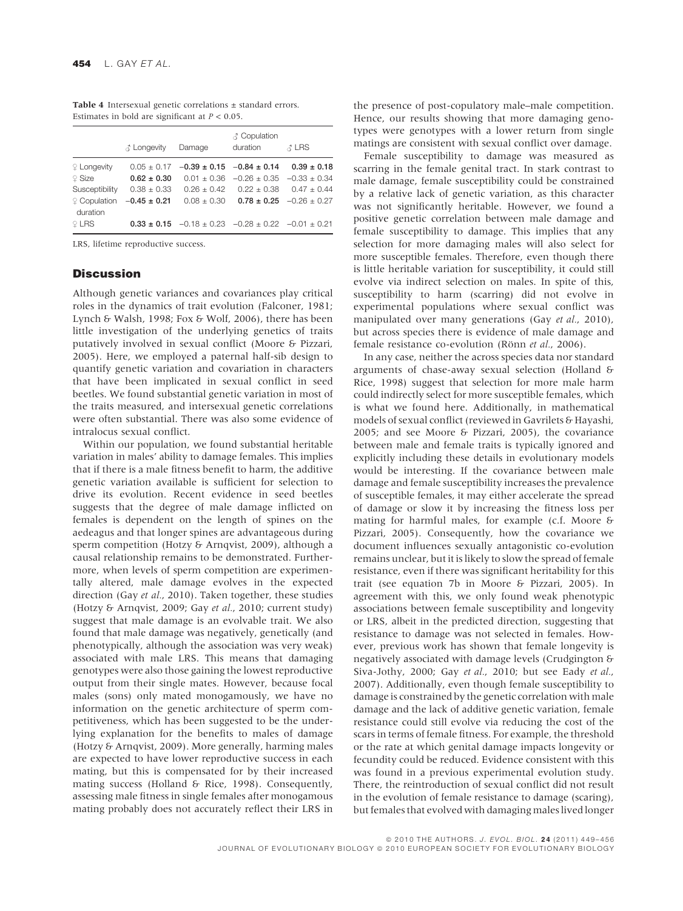**Table 4** Intersexual genetic correlations ± standard errors. Estimates in bold are significant at $P < 0.05$.

| | ♂ Longevity | Damage | ♂ Copulation duration | ♂ LRS |
|---|---|---|---|---|
| ♀ Longevity | 0.05 ± 0.17 | **−0.39 ± 0.15** | **−0.84 ± 0.14** | **0.39 ± 0.18** |
| ♀ Size | **0.62 ± 0.30** | 0.01 ± 0.36 | −0.26 ± 0.35 | −0.33 ± 0.34 |
| Susceptibility | 0.38 ± 0.33 | 0.26 ± 0.42 | 0.22 ± 0.38 | 0.47 ± 0.44 |
| ♀ Copulation duration | **−0.45 ± 0.21** | 0.08 ± 0.30 | **0.78 ± 0.25** | −0.26 ± 0.27 |
| ♀ LRS | **0.33 ± 0.15** | −0.18 ± 0.23 | −0.28 ± 0.22 | −0.01 ± 0.21 |

LRS, lifetime reproductive success.

## Discussion

Although genetic variances and covariances play critical roles in the dynamics of trait evolution (Falconer, 1981; Lynch & Walsh, 1998; Fox & Wolf, 2006), there has been little investigation of the underlying genetics of traits putatively involved in sexual conflict (Moore & Pizzari, 2005). Here, we employed a paternal half-sib design to quantify genetic variation and covariation in characters that have been implicated in sexual conflict in seed beetles. We found substantial genetic variation in most of the traits measured, and intersexual genetic correlations were often substantial. There was also some evidence of intralocus sexual conflict.

Within our population, we found substantial heritable variation in males' ability to damage females. This implies that if there is a male fitness benefit to harm, the additive genetic variation available is sufficient for selection to drive its evolution. Recent evidence in seed beetles suggests that the degree of male damage inflicted on females is dependent on the length of spines on the aedeagus and that longer spines are advantageous during sperm competition (Hotzy & Arnqvist, 2009), although a causal relationship remains to be demonstrated. Furthermore, when levels of sperm competition are experimentally altered, male damage evolves in the expected direction (Gay *et al.*, 2010). Taken together, these studies (Hotzy & Arnqvist, 2009; Gay *et al.*, 2010; current study) suggest that male damage is an evolvable trait. We also found that male damage was negatively, genetically (and phenotypically, although the association was very weak) associated with male LRS. This means that damaging genotypes were also those gaining the lowest reproductive output from their single mates. However, because focal males (sons) only mated monogamously, we have no information on the genetic architecture of sperm competitiveness, which has been suggested to be the underlying explanation for the benefits to males of damage (Hotzy & Arnqvist, 2009). More generally, harming males are expected to have lower reproductive success in each mating, but this is compensated for by their increased mating success (Holland & Rice, 1998). Consequently, assessing male fitness in single females after monogamous mating probably does not accurately reflect their LRS in the presence of post-copulatory male–male competition. Hence, our results showing that more damaging genotypes were genotypes with a lower return from single matings are consistent with sexual conflict over damage.

Female susceptibility to damage was measured as scarring in the female genital tract. In stark contrast to male damage, female susceptibility could be constrained by a relative lack of genetic variation, as this character was not significantly heritable. However, we found a positive genetic correlation between male damage and female susceptibility to damage. This implies that any selection for more damaging males will also select for more susceptible females. Therefore, even though there is little heritable variation for susceptibility, it could still evolve via indirect selection on males. In spite of this, susceptibility to harm (scarring) did not evolve in experimental populations where sexual conflict was manipulated over many generations (Gay *et al.*, 2010), but across species there is evidence of male damage and female resistance co-evolution (Rönn *et al.*, 2006).

In any case, neither the across species data nor standard arguments of chase-away sexual selection (Holland & Rice, 1998) suggest that selection for more male harm could indirectly select for more susceptible females, which is what we found here. Additionally, in mathematical models of sexual conflict (reviewed in Gavrilets & Hayashi, 2005; and see Moore & Pizzari, 2005), the covariance between male and female traits is typically ignored and explicitly including these details in evolutionary models would be interesting. If the covariance between male damage and female susceptibility increases the prevalence of susceptible females, it may either accelerate the spread of damage or slow it by increasing the fitness loss per mating for harmful males, for example (c.f. Moore & Pizzari, 2005). Consequently, how the covariance we document influences sexually antagonistic co-evolution remains unclear, but it is likely to slow the spread of female resistance, even if there was significant heritability for this trait (see equation 7b in Moore & Pizzari, 2005). In agreement with this, we only found weak phenotypic associations between female susceptibility and longevity or LRS, albeit in the predicted direction, suggesting that resistance to damage was not selected in females. However, previous work has shown that female longevity is negatively associated with damage levels (Crudgington & Siva-Jothy, 2000; Gay *et al.*, 2010; but see Eady *et al.*, 2007). Additionally, even though female susceptibility to damage is constrained by the genetic correlation with male damage and the lack of additive genetic variation, female resistance could still evolve via reducing the cost of the scars in terms of female fitness. For example, the threshold or the rate at which genital damage impacts longevity or fecundity could be reduced. Evidence consistent with this was found in a previous experimental evolution study. There, the reintroduction of sexual conflict did not result in the evolution of female resistance to damage (scaring), but females that evolved with damaging males lived longer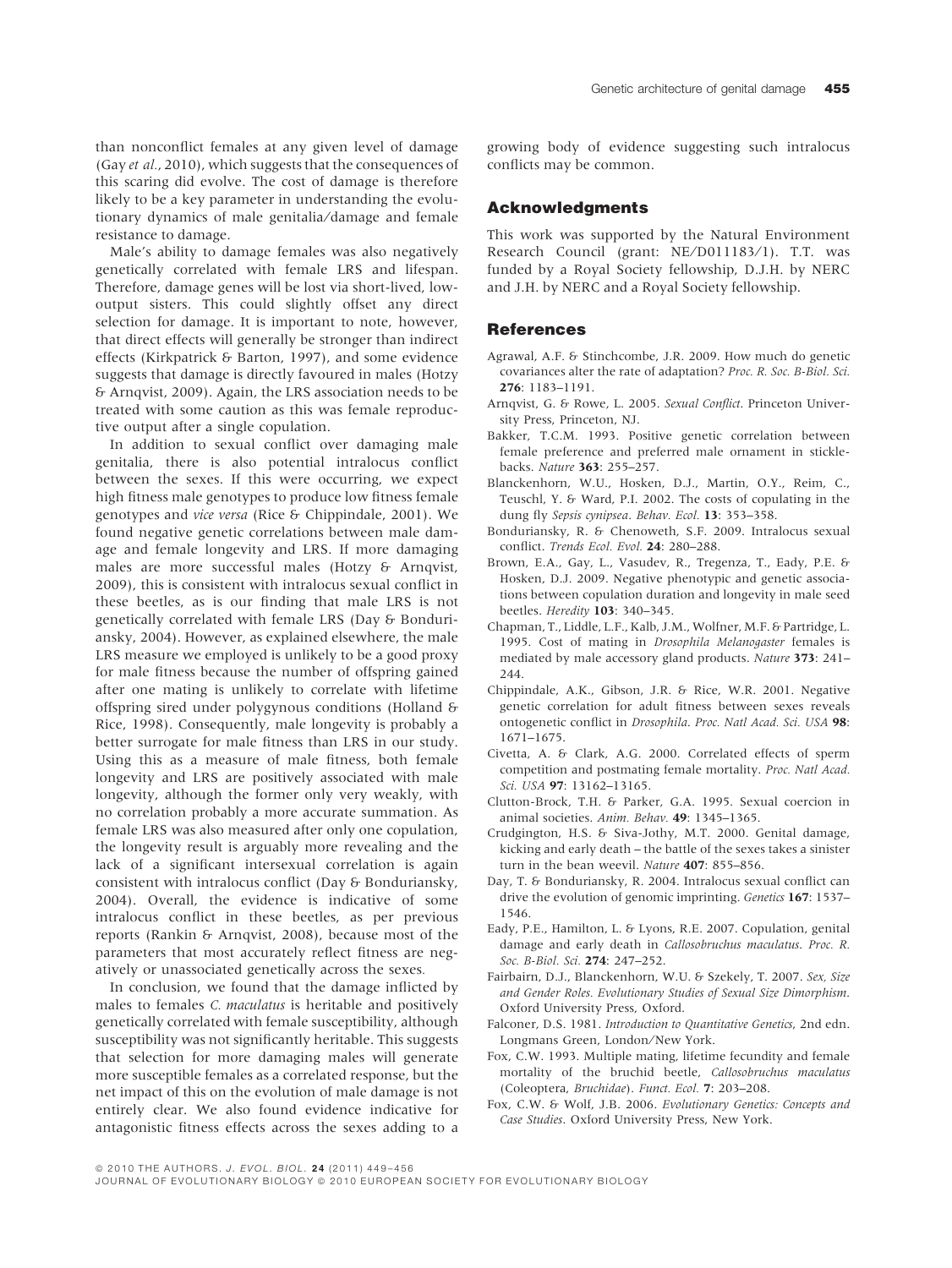than nonconflict females at any given level of damage (Gay *et al.*, 2010), which suggests that the consequences of this scaring did evolve. The cost of damage is therefore likely to be a key parameter in understanding the evolutionary dynamics of male genitalia/damage and female resistance to damage.

Male's ability to damage females was also negatively genetically correlated with female LRS and lifespan. Therefore, damage genes will be lost via short-lived, low-output sisters. This could slightly offset any direct selection for damage. It is important to note, however, that direct effects will generally be stronger than indirect effects (Kirkpatrick & Barton, 1997), and some evidence suggests that damage is directly favoured in males (Hotzy & Arnqvist, 2009). Again, the LRS association needs to be treated with some caution as this was female reproductive output after a single copulation.

In addition to sexual conflict over damaging male genitalia, there is also potential intralocus conflict between the sexes. If this were occurring, we expect high fitness male genotypes to produce low fitness female genotypes and *vice versa* (Rice & Chippindale, 2001). We found negative genetic correlations between male damage and female longevity and LRS. If more damaging males are more successful males (Hotzy & Arnqvist, 2009), this is consistent with intralocus sexual conflict in these beetles, as is our finding that male LRS is not genetically correlated with female LRS (Day & Bonduriansky, 2004). However, as explained elsewhere, the male LRS measure we employed is unlikely to be a good proxy for male fitness because the number of offspring gained after one mating is unlikely to correlate with lifetime offspring sired under polygynous conditions (Holland & Rice, 1998). Consequently, male longevity is probably a better surrogate for male fitness than LRS in our study. Using this as a measure of male fitness, both female longevity and LRS are positively associated with male longevity, although the former only very weakly, with no correlation probably a more accurate summation. As female LRS was also measured after only one copulation, the longevity result is arguably more revealing and the lack of a significant intersexual correlation is again consistent with intralocus conflict (Day & Bonduriansky, 2004). Overall, the evidence is indicative of some intralocus conflict in these beetles, as per previous reports (Rankin & Arnqvist, 2008), because most of the parameters that most accurately reflect fitness are negatively or unassociated genetically across the sexes.

In conclusion, we found that the damage inflicted by males to females *C. maculatus* is heritable and positively genetically correlated with female susceptibility, although susceptibility was not significantly heritable. This suggests that selection for more damaging males will generate more susceptible females as a correlated response, but the net impact of this on the evolution of male damage is not entirely clear. We also found evidence indicative for antagonistic fitness effects across the sexes adding to a growing body of evidence suggesting such intralocus conflicts may be common.

## Acknowledgments

This work was supported by the Natural Environment Research Council (grant: NE/D011183/1). T.T. was funded by a Royal Society fellowship, D.J.H. by NERC and J.H. by NERC and a Royal Society fellowship.

## References

Agrawal, A.F. & Stinchcombe, J.R. 2009. How much do genetic covariances alter the rate of adaptation? *Proc. R. Soc. B-Biol. Sci.* **276**: 1183–1191.

Arnqvist, G. & Rowe, L. 2005. *Sexual Conflict*. Princeton University Press, Princeton, NJ.

Bakker, T.C.M. 1993. Positive genetic correlation between female preference and preferred male ornament in sticklebacks. *Nature* **363**: 255–257.

Blanckenhorn, W.U., Hosken, D.J., Martin, O.Y., Reim, C., Teuschl, Y. & Ward, P.I. 2002. The costs of copulating in the dung fly *Sepsis cynipsea*. *Behav. Ecol.* **13**: 353–358.

Bonduriansky, R. & Chenoweth, S.F. 2009. Intralocus sexual conflict. *Trends Ecol. Evol.* **24**: 280–288.

Brown, E.A., Gay, L., Vasudev, R., Tregenza, T., Eady, P.E. & Hosken, D.J. 2009. Negative phenotypic and genetic associations between copulation duration and longevity in male seed beetles. *Heredity* **103**: 340–345.

Chapman, T., Liddle, L.F., Kalb, J.M., Wolfner, M.F. & Partridge, L. 1995. Cost of mating in *Drosophila Melanogaster* females is mediated by male accessory gland products. *Nature* **373**: 241–244.

Chippindale, A.K., Gibson, J.R. & Rice, W.R. 2001. Negative genetic correlation for adult fitness between sexes reveals ontogenetic conflict in *Drosophila*. *Proc. Natl Acad. Sci. USA* **98**: 1671–1675.

Civetta, A. & Clark, A.G. 2000. Correlated effects of sperm competition and postmating female mortality. *Proc. Natl Acad. Sci. USA* **97**: 13162–13165.

Clutton-Brock, T.H. & Parker, G.A. 1995. Sexual coercion in animal societies. *Anim. Behav.* **49**: 1345–1365.

Crudgington, H.S. & Siva-Jothy, M.T. 2000. Genital damage, kicking and early death – the battle of the sexes takes a sinister turn in the bean weevil. *Nature* **407**: 855–856.

Day, T. & Bonduriansky, R. 2004. Intralocus sexual conflict can drive the evolution of genomic imprinting. *Genetics* **167**: 1537–1546.

Eady, P.E., Hamilton, L. & Lyons, R.E. 2007. Copulation, genital damage and early death in *Callosobruchus maculatus*. *Proc. R. Soc. B-Biol. Sci.* **274**: 247–252.

Fairbairn, D.J., Blanckenhorn, W.U. & Szekely, T. 2007. *Sex, Size and Gender Roles. Evolutionary Studies of Sexual Size Dimorphism*. Oxford University Press, Oxford.

Falconer, D.S. 1981. *Introduction to Quantitative Genetics*, 2nd edn. Longmans Green, London/New York.

Fox, C.W. 1993. Multiple mating, lifetime fecundity and female mortality of the bruchid beetle, *Callosobruchus maculatus* (Coleoptera, *Bruchidae*). *Funct. Ecol.* **7**: 203–208.

Fox, C.W. & Wolf, J.B. 2006. *Evolutionary Genetics: Concepts and Case Studies*. Oxford University Press, New York.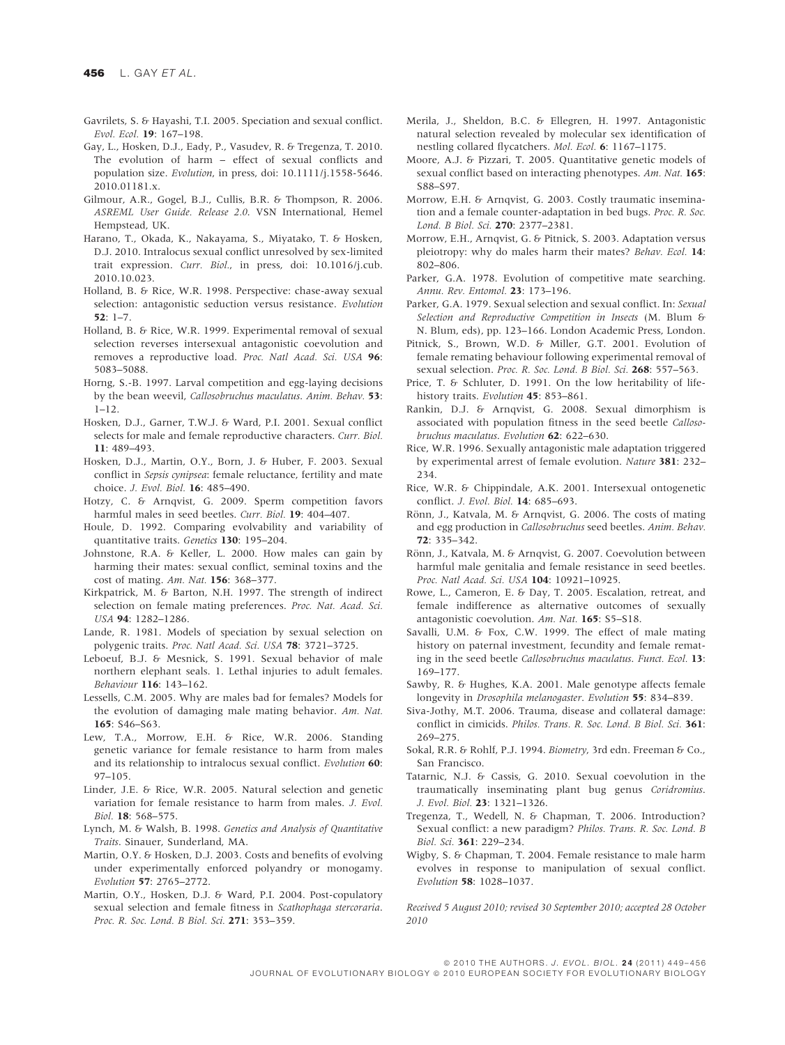Gavrilets, S. & Hayashi, T.I. 2005. Speciation and sexual conflict. *Evol. Ecol.* **19**: 167–198.

Gay, L., Hosken, D.J., Eady, P., Vasudev, R. & Tregenza, T. 2010. The evolution of harm – effect of sexual conflicts and population size. *Evolution*, in press, doi: 10.1111/j.1558-5646.2010.01181.x.

Gilmour, A.R., Gogel, B.J., Cullis, B.R. & Thompson, R. 2006. *ASREML User Guide. Release 2.0.* VSN International, Hemel Hempstead, UK.

Harano, T., Okada, K., Nakayama, S., Miyatako, T. & Hosken, D.J. 2010. Intralocus sexual conflict unresolved by sex-limited trait expression. *Curr. Biol.*, in press, doi: 10.1016/j.cub.2010.10.023.

Holland, B. & Rice, W.R. 1998. Perspective: chase-away sexual selection: antagonistic seduction versus resistance. *Evolution* **52**: 1–7.

Holland, B. & Rice, W.R. 1999. Experimental removal of sexual selection reverses intersexual antagonistic coevolution and removes a reproductive load. *Proc. Natl Acad. Sci. USA* **96**: 5083–5088.

Horng, S.-B. 1997. Larval competition and egg-laying decisions by the bean weevil, *Callosobruchus maculatus*. *Anim. Behav.* **53**: 1–12.

Hosken, D.J., Garner, T.W.J. & Ward, P.I. 2001. Sexual conflict selects for male and female reproductive characters. *Curr. Biol.* **11**: 489–493.

Hosken, D.J., Martin, O.Y., Born, J. & Huber, F. 2003. Sexual conflict in *Sepsis cynipsea*: female reluctance, fertility and mate choice. *J. Evol. Biol.* **16**: 485–490.

Hotzy, C. & Arnqvist, G. 2009. Sperm competition favors harmful males in seed beetles. *Curr. Biol.* **19**: 404–407.

Houle, D. 1992. Comparing evolvability and variability of quantitative traits. *Genetics* **130**: 195–204.

Johnstone, R.A. & Keller, L. 2000. How males can gain by harming their mates: sexual conflict, seminal toxins and the cost of mating. *Am. Nat.* **156**: 368–377.

Kirkpatrick, M. & Barton, N.H. 1997. The strength of indirect selection on female mating preferences. *Proc. Nat. Acad. Sci. USA* **94**: 1282–1286.

Lande, R. 1981. Models of speciation by sexual selection on polygenic traits. *Proc. Natl Acad. Sci. USA* **78**: 3721–3725.

Leboeuf, B.J. & Mesnick, S. 1991. Sexual behavior of male northern elephant seals. 1. Lethal injuries to adult females. *Behaviour* **116**: 143–162.

Lessells, C.M. 2005. Why are males bad for females? Models for the evolution of damaging male mating behavior. *Am. Nat.* **165**: S46–S63.

Lew, T.A., Morrow, E.H. & Rice, W.R. 2006. Standing genetic variance for female resistance to harm from males and its relationship to intralocus sexual conflict. *Evolution* **60**: 97–105.

Linder, J.E. & Rice, W.R. 2005. Natural selection and genetic variation for female resistance to harm from males. *J. Evol. Biol.* **18**: 568–575.

Lynch, M. & Walsh, B. 1998. *Genetics and Analysis of Quantitative Traits*. Sinauer, Sunderland, MA.

Martin, O.Y. & Hosken, D.J. 2003. Costs and benefits of evolving under experimentally enforced polyandry or monogamy. *Evolution* **57**: 2765–2772.

Martin, O.Y., Hosken, D.J. & Ward, P.I. 2004. Post-copulatory sexual selection and female fitness in *Scathophaga stercoraria*. *Proc. R. Soc. Lond. B Biol. Sci.* **271**: 353–359.

Merila, J., Sheldon, B.C. & Ellegren, H. 1997. Antagonistic natural selection revealed by molecular sex identification of nestling collared flycatchers. *Mol. Ecol.* **6**: 1167–1175.

Moore, A.J. & Pizzari, T. 2005. Quantitative genetic models of sexual conflict based on interacting phenotypes. *Am. Nat.* **165**: S88–S97.

Morrow, E.H. & Arnqvist, G. 2003. Costly traumatic insemination and a female counter-adaptation in bed bugs. *Proc. R. Soc. Lond. B Biol. Sci.* **270**: 2377–2381.

Morrow, E.H., Arnqvist, G. & Pitnick, S. 2003. Adaptation versus pleiotropy: why do males harm their mates? *Behav. Ecol.* **14**: 802–806.

Parker, G.A. 1978. Evolution of competitive mate searching. *Annu. Rev. Entomol.* **23**: 173–196.

Parker, G.A. 1979. Sexual selection and sexual conflict. In: *Sexual Selection and Reproductive Competition in Insects* (M. Blum & N. Blum, eds), pp. 123–166. London Academic Press, London.

Pitnick, S., Brown, W.D. & Miller, G.T. 2001. Evolution of female remating behaviour following experimental removal of sexual selection. *Proc. R. Soc. Lond. B Biol. Sci.* **268**: 557–563.

Price, T. & Schluter, D. 1991. On the low heritability of life-history traits. *Evolution* **45**: 853–861.

Rankin, D.J. & Arnqvist, G. 2008. Sexual dimorphism is associated with population fitness in the seed beetle *Callosobruchus maculatus*. *Evolution* **62**: 622–630.

Rice, W.R. 1996. Sexually antagonistic male adaptation triggered by experimental arrest of female evolution. *Nature* **381**: 232–234.

Rice, W.R. & Chippindale, A.K. 2001. Intersexual ontogenetic conflict. *J. Evol. Biol.* **14**: 685–693.

Rönn, J., Katvala, M. & Arnqvist, G. 2006. The costs of mating and egg production in *Callosobruchus* seed beetles. *Anim. Behav.* **72**: 335–342.

Rönn, J., Katvala, M. & Arnqvist, G. 2007. Coevolution between harmful male genitalia and female resistance in seed beetles. *Proc. Natl Acad. Sci. USA* **104**: 10921–10925.

Rowe, L., Cameron, E. & Day, T. 2005. Escalation, retreat, and female indifference as alternative outcomes of sexually antagonistic coevolution. *Am. Nat.* **165**: S5–S18.

Savalli, U.M. & Fox, C.W. 1999. The effect of male mating history on paternal investment, fecundity and female remating in the seed beetle *Callosobruchus maculatus*. *Funct. Ecol.* **13**: 169–177.

Sawby, R. & Hughes, K.A. 2001. Male genotype affects female longevity in *Drosophila melanogaster*. *Evolution* **55**: 834–839.

Siva-Jothy, M.T. 2006. Trauma, disease and collateral damage: conflict in cimicids. *Philos. Trans. R. Soc. Lond. B Biol. Sci.* **361**: 269–275.

Sokal, R.R. & Rohlf, P.J. 1994. *Biometry*, 3rd edn. Freeman & Co., San Francisco.

Tatarnic, N.J. & Cassis, G. 2010. Sexual coevolution in the traumatically inseminating plant bug genus *Coridromius*. *J. Evol. Biol.* **23**: 1321–1326.

Tregenza, T., Wedell, N. & Chapman, T. 2006. Introduction? Sexual conflict: a new paradigm? *Philos. Trans. R. Soc. Lond. B Biol. Sci.* **361**: 229–234.

Wigby, S. & Chapman, T. 2004. Female resistance to male harm evolves in response to manipulation of sexual conflict. *Evolution* **58**: 1028–1037.

*Received 5 August 2010; revised 30 September 2010; accepted 28 October 2010*